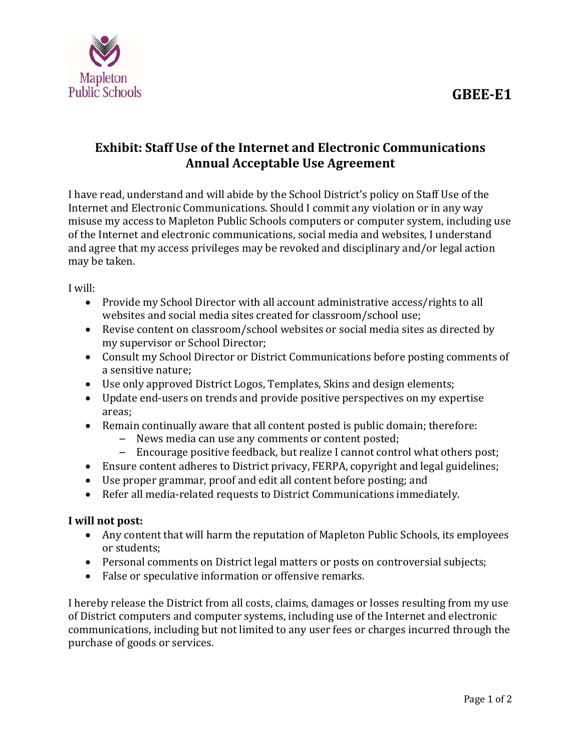Mapleton Public Schools

**GBEE-E1**

## Exhibit: Staff Use of the Internet and Electronic Communications Annual Acceptable Use Agreement

I have read, understand and will abide by the School District's policy on Staff Use of the Internet and Electronic Communications. Should I commit any violation or in any way misuse my access to Mapleton Public Schools computers or computer system, including use of the Internet and electronic communications, social media and websites, I understand and agree that my access privileges may be revoked and disciplinary and/or legal action may be taken.

I will:

- Provide my School Director with all account administrative access/rights to all websites and social media sites created for classroom/school use;
- Revise content on classroom/school websites or social media sites as directed by my supervisor or School Director;
- Consult my School Director or District Communications before posting comments of a sensitive nature;
- Use only approved District Logos, Templates, Skins and design elements;
- Update end-users on trends and provide positive perspectives on my expertise areas;
- Remain continually aware that all content posted is public domain; therefore:
  - News media can use any comments or content posted;
  - Encourage positive feedback, but realize I cannot control what others post;
- Ensure content adheres to District privacy, FERPA, copyright and legal guidelines;
- Use proper grammar, proof and edit all content before posting; and
- Refer all media-related requests to District Communications immediately.

**I will not post:**

- Any content that will harm the reputation of Mapleton Public Schools, its employees or students;
- Personal comments on District legal matters or posts on controversial subjects;
- False or speculative information or offensive remarks.

I hereby release the District from all costs, claims, damages or losses resulting from my use of District computers and computer systems, including use of the Internet and electronic communications, including but not limited to any user fees or charges incurred through the purchase of goods or services.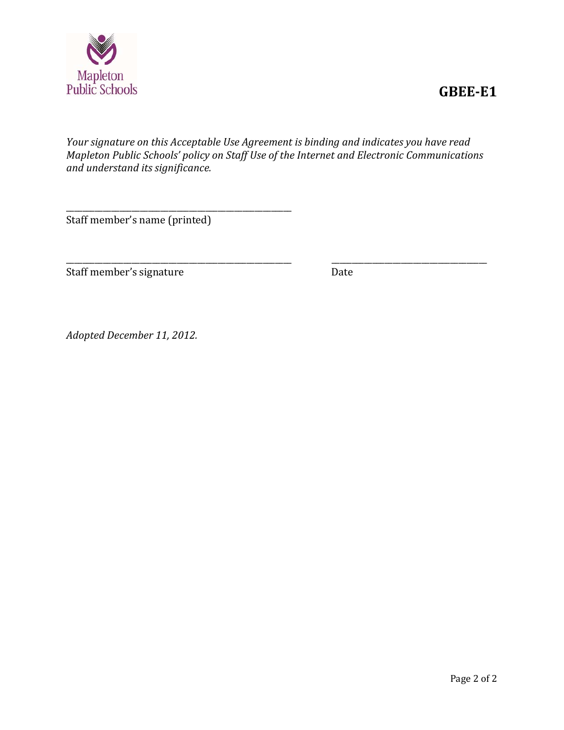# GBEE-E1

*Your signature on this Acceptable Use Agreement is binding and indicates you have read Mapleton Public Schools' policy on Staff Use of the Internet and Electronic Communications and understand its significance.*

\_\_\_\_\_\_\_\_\_\_\_\_\_\_\_\_\_\_\_\_\_\_\_\_\_\_\_\_\_\_\_\_\_\_\_\_\_\_\_\_\_\_\_\_\_\_\_\_\_\_

Staff member's name (printed)

\_\_\_\_\_\_\_\_\_\_\_\_\_\_\_\_\_\_\_\_\_\_\_\_\_\_\_\_\_\_\_\_\_\_\_\_\_\_\_\_\_\_\_\_\_\_\_\_\_\_ \_\_\_\_\_\_\_\_\_\_\_\_\_\_\_\_\_\_\_\_\_\_\_\_\_\_\_\_\_\_\_\_\_\_\_

Staff member's signature Date

*Adopted December 11, 2012.*